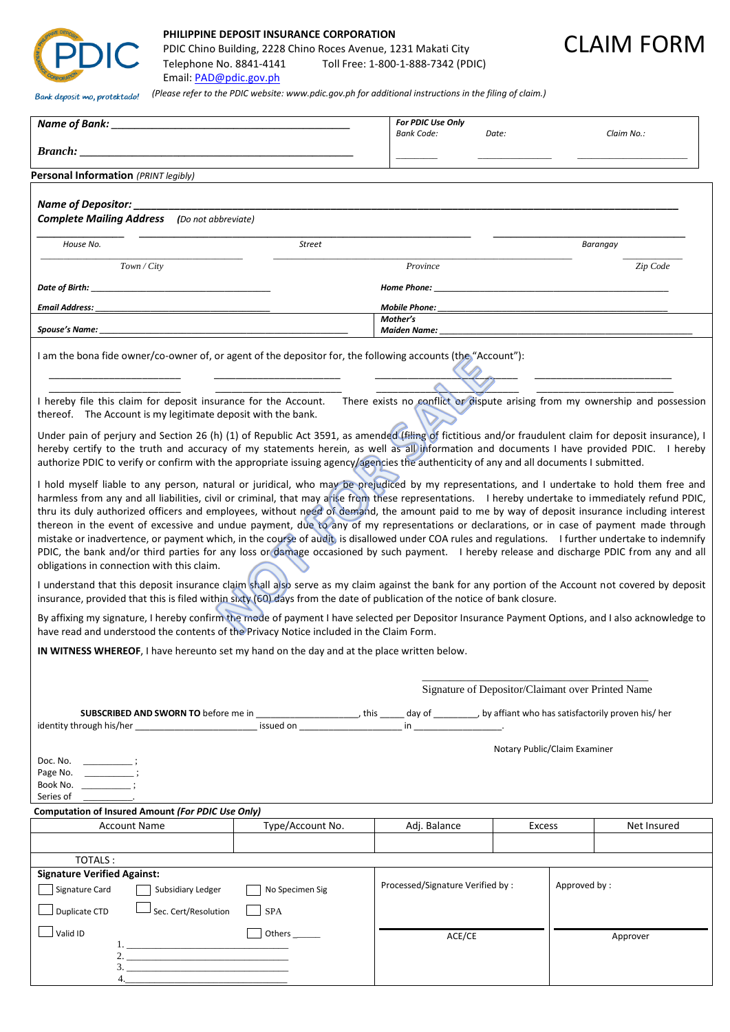**PHILIPPINE DEPOSIT INSURANCE CORPORATION**
PDIC Chino Building, 2228 Chino Roces Avenue, 1231 Makati City
Telephone No. 8841-4141 Toll Free: 1-800-1-888-7342 (PDIC)
Email: PAD@pdic.gov.ph

*Bank deposit mo, protektado!*

*(Please refer to the PDIC website: www.pdic.gov.ph for additional instructions in the filing of claim.)*

# CLAIM FORM

| **Name of Bank:** ______________________________ | ***For PDIC Use Only*** | | |
|---|---|---|---|
| **Branch:** ______________________________ | *Bank Code:* ________ | *Date:* ________ | *Claim No.:* ________ |

**Personal Information** *(PRINT legibly)*

**Name of Depositor:** ______________________________

**Complete Mailing Address** *(Do not abbreviate)*

| *House No.* | *Street* | *Barangay* |
|---|---|---|
| | | |

| *Town / City* | *Province* | *Zip Code* |
|---|---|---|
| | | |

***Date of Birth:*** ______________________ ***Home Phone:*** ______________________

***Email Address:*** ______________________ ***Mobile Phone:*** ______________________

***Spouse's Name:*** ______________________ ***Mother's Maiden Name:*** ______________________

I am the bona fide owner/co-owner of, or agent of the depositor for, the following accounts (the "Account"):

________________ ________________ ________________ ________________

________________ ________________ ________________ ________________

I hereby file this claim for deposit insurance for the Account. There exists no conflict or dispute arising from my ownership and possession thereof. The Account is my legitimate deposit with the bank.

Under pain of perjury and Section 26 (h) (1) of Republic Act 3591, as amended (filing of fictitious and/or fraudulent claim for deposit insurance), I hereby certify to the truth and accuracy of my statements herein, as well as all information and documents I have provided PDIC. I hereby authorize PDIC to verify or confirm with the appropriate issuing agency/agencies the authenticity of any and all documents I submitted.

I hold myself liable to any person, natural or juridical, who may be prejudiced by my representations, and I undertake to hold them free and harmless from any and all liabilities, civil or criminal, that may arise from these representations. I hereby undertake to immediately refund PDIC, thru its duly authorized officers and employees, without need of demand, the amount paid to me by way of deposit insurance including interest thereon in the event of excessive and undue payment, due to any of my representations or declarations, or in case of payment made through mistake or inadvertence, or payment which, in the course of audit, is disallowed under COA rules and regulations. I further undertake to indemnify PDIC, the bank and/or third parties for any loss or damage occasioned by such payment. I hereby release and discharge PDIC from any and all obligations in connection with this claim.

I understand that this deposit insurance claim shall also serve as my claim against the bank for any portion of the Account not covered by deposit insurance, provided that this is filed within sixty (60) days from the date of publication of the notice of bank closure.

By affixing my signature, I hereby confirm the mode of payment I have selected per Depositor Insurance Payment Options, and I also acknowledge to have read and understood the contents of the Privacy Notice included in the Claim Form.

**IN WITNESS WHEREOF**, I have hereunto set my hand on the day and at the place written below.

______________________________
Signature of Depositor/Claimant over Printed Name

**SUBSCRIBED AND SWORN TO** before me in ______________, this _____ day of ________, by affiant who has satisfactorily proven his/ her identity through his/her ________________ issued on ______________ in ______________.

Notary Public/Claim Examiner

Doc. No. ________;
Page No. ________;
Book No. ________;
Series of ________.

**Computation of Insured Amount *(For PDIC Use Only)***

| Account Name | Type/Account No. | Adj. Balance | Excess | Net Insured |
|---|---|---|---|---|
| | | | | |
| TOTALS : | | | | |

| **Signature Verified Against:** | Processed/Signature Verified by : | Approved by : |
|---|---|---|
| ☐ Signature Card ☐ Subsidiary Ledger ☐ No Specimen Sig | | |
| ☐ Duplicate CTD ☐ Sec. Cert/Resolution ☐ SPA | | |
| ☐ Valid ID ☐ Others _____ | ACE/CE | Approver |
| 1. ______________ 2. ______________ 3. ______________ 4. ______________ | | |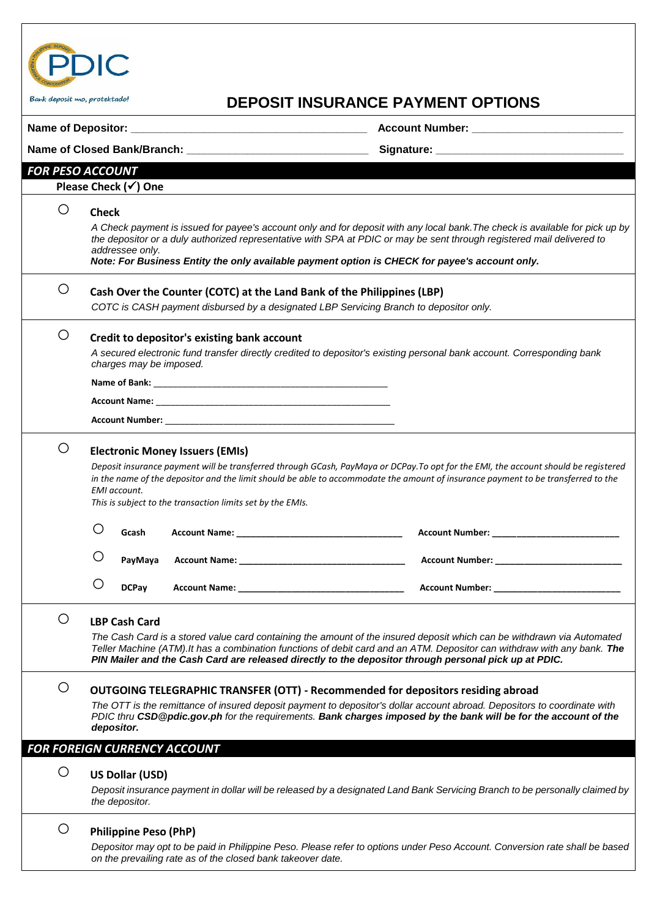# DEPOSIT INSURANCE PAYMENT OPTIONS

*Bank deposit mo, protektado!*

**Name of Depositor:** ______________________________ **Account Number:** ______________________

**Name of Closed Bank/Branch:** ______________________ **Signature:** ______________________

## *FOR PESO ACCOUNT*

**Please Check (✓) One**

○ **Check**

*A Check payment is issued for payee's account only and for deposit with any local bank.The check is available for pick up by the depositor or a duly authorized representative with SPA at PDIC or may be sent through registered mail delivered to addressee only.*
***Note: For Business Entity the only available payment option is CHECK for payee's account only.***

○ **Cash Over the Counter (COTC) at the Land Bank of the Philippines (LBP)**

*COTC is CASH payment disbursed by a designated LBP Servicing Branch to depositor only.*

○ **Credit to depositor's existing bank account**

*A secured electronic fund transfer directly credited to depositor's existing personal bank account. Corresponding bank charges may be imposed.*

**Name of Bank:** ______________________________

**Account Name:** ______________________________

**Account Number:** ______________________________

○ **Electronic Money Issuers (EMIs)**

*Deposit insurance payment will be transferred through GCash, PayMaya or DCPay.To opt for the EMI, the account should be registered in the name of the depositor and the limit should be able to accommodate the amount of insurance payment to be transferred to the EMI account.*
*This is subject to the transaction limits set by the EMIs.*

○ **Gcash** **Account Name:** ______________________ **Account Number:** ______________________

○ **PayMaya** **Account Name:** ______________________ **Account Number:** ______________________

○ **DCPay** **Account Name:** ______________________ **Account Number:** ______________________

○ **LBP Cash Card**

*The Cash Card is a stored value card containing the amount of the insured deposit which can be withdrawn via Automated Teller Machine (ATM).It has a combination functions of debit card and an ATM. Depositor can withdraw with any bank.* ***The PIN Mailer and the Cash Card are released directly to the depositor through personal pick up at PDIC.***

○ **OUTGOING TELEGRAPHIC TRANSFER (OTT) - Recommended for depositors residing abroad**

*The OTT is the remittance of insured deposit payment to depositor's dollar account abroad. Depositors to coordinate with PDIC thru* ***CSD@pdic.gov.ph*** *for the requirements.* ***Bank charges imposed by the bank will be for the account of the depositor.***

## *FOR FOREIGN CURRENCY ACCOUNT*

○ **US Dollar (USD)**

*Deposit insurance payment in dollar will be released by a designated Land Bank Servicing Branch to be personally claimed by the depositor.*

○ **Philippine Peso (PhP)**

*Depositor may opt to be paid in Philippine Peso. Please refer to options under Peso Account. Conversion rate shall be based on the prevailing rate as of the closed bank takeover date.*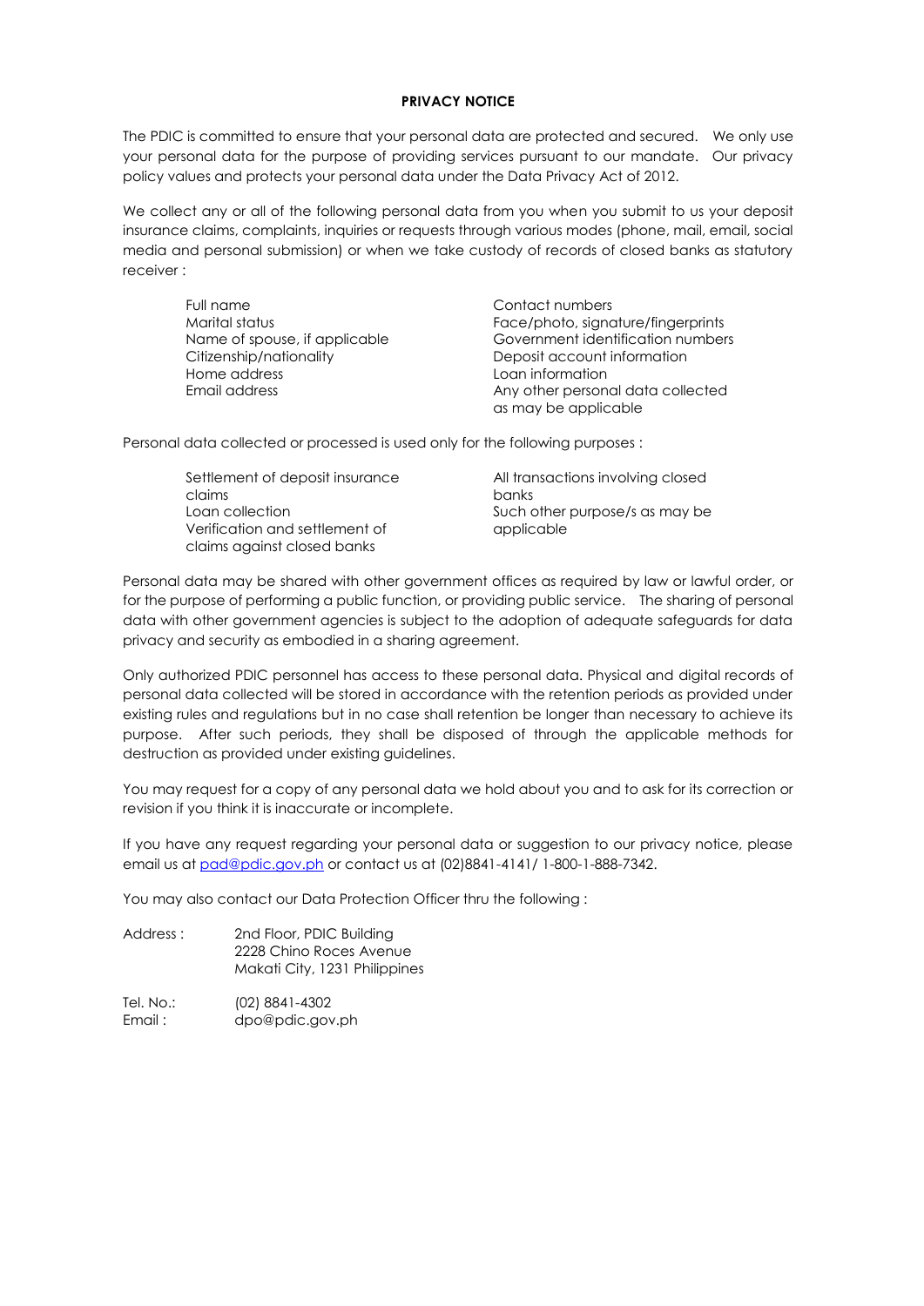**PRIVACY NOTICE**

The PDIC is committed to ensure that your personal data are protected and secured. We only use your personal data for the purpose of providing services pursuant to our mandate. Our privacy policy values and protects your personal data under the Data Privacy Act of 2012.

We collect any or all of the following personal data from you when you submit to us your deposit insurance claims, complaints, inquiries or requests through various modes (phone, mail, email, social media and personal submission) or when we take custody of records of closed banks as statutory receiver :

- Full name
- Marital status
- Name of spouse, if applicable
- Citizenship/nationality
- Home address
- Email address
- Contact numbers
- Face/photo, signature/fingerprints
- Government identification numbers
- Deposit account information
- Loan information
- Any other personal data collected as may be applicable

Personal data collected or processed is used only for the following purposes :

- Settlement of deposit insurance claims
- Loan collection
- Verification and settlement of claims against closed banks
- All transactions involving closed banks
- Such other purpose/s as may be applicable

Personal data may be shared with other government offices as required by law or lawful order, or for the purpose of performing a public function, or providing public service. The sharing of personal data with other government agencies is subject to the adoption of adequate safeguards for data privacy and security as embodied in a sharing agreement.

Only authorized PDIC personnel has access to these personal data. Physical and digital records of personal data collected will be stored in accordance with the retention periods as provided under existing rules and regulations but in no case shall retention be longer than necessary to achieve its purpose. After such periods, they shall be disposed of through the applicable methods for destruction as provided under existing guidelines.

You may request for a copy of any personal data we hold about you and to ask for its correction or revision if you think it is inaccurate or incomplete.

If you have any request regarding your personal data or suggestion to our privacy notice, please email us at pad@pdic.gov.ph or contact us at (02)8841-4141/ 1-800-1-888-7342.

You may also contact our Data Protection Officer thru the following :

Address : 2nd Floor, PDIC Building
2228 Chino Roces Avenue
Makati City, 1231 Philippines

Tel. No.: (02) 8841-4302
Email : dpo@pdic.gov.ph